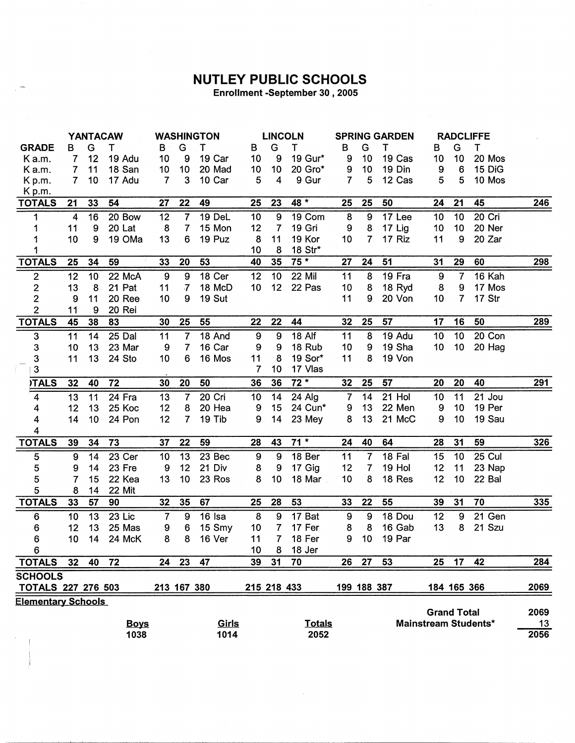# NUTLEY PUBLIC SCHOOLS

**Enrollment -September 30 , 2005**

| | YANTACAW | | | WASHINGTON | | | LINCOLN | | | SPRING GARDEN | | | RADCLIFFE | | | |
|---|---|---|---|---|---|---|---|---|---|---|---|---|---|---|---|---|
| **GRADE** | B | G | T | B | G | T | B | G | T | B | G | T | B | G | T | |
| K a.m. | 7 | 12 | 19 Adu | 10 | 9 | 19 Car | 10 | 9 | 19 Gur* | 9 | 10 | 19 Cas | 10 | 10 | 20 Mos | |
| K a.m. | 7 | 11 | 18 San | 10 | 10 | 20 Mad | 10 | 10 | 20 Gro* | 9 | 10 | 19 Din | 9 | 6 | 15 DiG | |
| K p.m. | 7 | 10 | 17 Adu | 7 | 3 | 10 Car | 5 | 4 | 9 Gur | 7 | 5 | 12 Cas | 5 | 5 | 10 Mos | |
| K p.m. | | | | | | | | | | | | | | | | |
| **TOTALS** | 21 | 33 | 54 | 27 | 22 | 49 | 25 | 23 | 48 * | 25 | 25 | 50 | 24 | 21 | 45 | 246 |
| 1 | 4 | 16 | 20 Bow | 12 | 7 | 19 DeL | 10 | 9 | 19 Com | 8 | 9 | 17 Lee | 10 | 10 | 20 Cri | |
| 1 | 11 | 9 | 20 Lat | 8 | 7 | 15 Mon | 12 | 7 | 19 Gri | 9 | 8 | 17 Lig | 10 | 10 | 20 Ner | |
| 1 | 10 | 9 | 19 OMa | 13 | 6 | 19 Puz | 8 | 11 | 19 Kor | 10 | 7 | 17 Riz | 11 | 9 | 20 Zar | |
| 1 | | | | | | | 10 | 8 | 18 Str* | | | | | | | |
| **TOTALS** | 25 | 34 | 59 | 33 | 20 | 53 | 40 | 35 | 75 * | 27 | 24 | 51 | 31 | 29 | 60 | 298 |
| 2 | 12 | 10 | 22 McA | 9 | 9 | 18 Cer | 12 | 10 | 22 Mil | 11 | 8 | 19 Fra | 9 | 7 | 16 Kah | |
| 2 | 13 | 8 | 21 Pat | 11 | 7 | 18 McD | 10 | 12 | 22 Pas | 10 | 8 | 18 Ryd | 8 | 9 | 17 Mos | |
| 2 | 9 | 11 | 20 Ree | 10 | 9 | 19 Sut | | | | 11 | 9 | 20 Von | 10 | 7 | 17 Str | |
| 2 | 11 | 9 | 20 Rei | | | | | | | | | | | | | |
| **TOTALS** | 45 | 38 | 83 | 30 | 25 | 55 | 22 | 22 | 44 | 32 | 25 | 57 | 17 | 16 | 50 | 289 |
| 3 | 11 | 14 | 25 Dal | 11 | 7 | 18 And | 9 | 9 | 18 Alf | 11 | 8 | 19 Adu | 10 | 10 | 20 Con | |
| 3 | 10 | 13 | 23 Mar | 9 | 7 | 16 Car | 9 | 9 | 18 Rub | 10 | 9 | 19 Sha | 10 | 10 | 20 Hag | |
| 3 | 11 | 13 | 24 Sto | 10 | 6 | 16 Mos | 11 | 8 | 19 Sor* | 11 | 8 | 19 Von | | | | |
| 3 | | | | | | | 7 | 10 | 17 Vlas | | | | | | | |
| **TALS** | 32 | 40 | 72 | 30 | 20 | 50 | 36 | 36 | 72 * | 32 | 25 | 57 | 20 | 20 | 40 | 291 |
| 4 | 13 | 11 | 24 Fra | 13 | 7 | 20 Cri | 10 | 14 | 24 Alg | 7 | 14 | 21 Hol | 10 | 11 | 21 Jou | |
| 4 | 12 | 13 | 25 Koc | 12 | 8 | 20 Hea | 9 | 15 | 24 Cun* | 9 | 13 | 22 Men | 9 | 10 | 19 Per | |
| 4 | 14 | 10 | 24 Pon | 12 | 7 | 19 Tib | 9 | 14 | 23 Mey | 8 | 13 | 21 McC | 9 | 10 | 19 Sau | |
| 4 | | | | | | | | | | | | | | | | |
| **TOTALS** | 39 | 34 | 73 | 37 | 22 | 59 | 28 | 43 | 71 * | 24 | 40 | 64 | 28 | 31 | 59 | 326 |
| 5 | 9 | 14 | 23 Cer | 10 | 13 | 23 Bec | 9 | 9 | 18 Ber | 11 | 7 | 18 Fal | 15 | 10 | 25 Cul | |
| 5 | 9 | 14 | 23 Fre | 9 | 12 | 21 Div | 8 | 9 | 17 Gig | 12 | 7 | 19 Hol | 12 | 11 | 23 Nap | |
| 5 | 7 | 15 | 22 Kea | 13 | 10 | 23 Ros | 8 | 10 | 18 Mar | 10 | 8 | 18 Res | 12 | 10 | 22 Bal | |
| 5 | 8 | 14 | 22 Mit | | | | | | | | | | | | | |
| **TOTALS** | 33 | 57 | 90 | 32 | 35 | 67 | 25 | 28 | 53 | 33 | 22 | 55 | 39 | 31 | 70 | 335 |
| 6 | 10 | 13 | 23 Lic | 7 | 9 | 16 Isa | 8 | 9 | 17 Bat | 9 | 9 | 18 Dou | 12 | 9 | 21 Gen | |
| 6 | 12 | 13 | 25 Mas | 9 | 6 | 15 Smy | 10 | 7 | 17 Fer | 8 | 8 | 16 Gab | 13 | 8 | 21 Szu | |
| 6 | 10 | 14 | 24 McK | 8 | 8 | 16 Ver | 11 | 7 | 18 Fer | 9 | 10 | 19 Par | | | | |
| 6 | | | | | | | 10 | 8 | 18 Jer | | | | | | | |
| **TOTALS** | 32 | 40 | 72 | 24 | 23 | 47 | 39 | 31 | 70 | 26 | 27 | 53 | 25 | 17 | 42 | 284 |
| **SCHOOLS TOTALS** | 227 | 276 | 503 | 213 | 167 | 380 | 215 | 218 | 433 | 199 | 188 | 387 | 184 | 165 | 366 | 2069 |

**Elementary Schools**

| Boys | Girls | Totals |
|---|---|---|
| 1038 | 1014 | 2052 |

| | |
|---|---|
| **Grand Total** | 2069 |
| **Mainstream Students*** | 13 |
| | 2056 |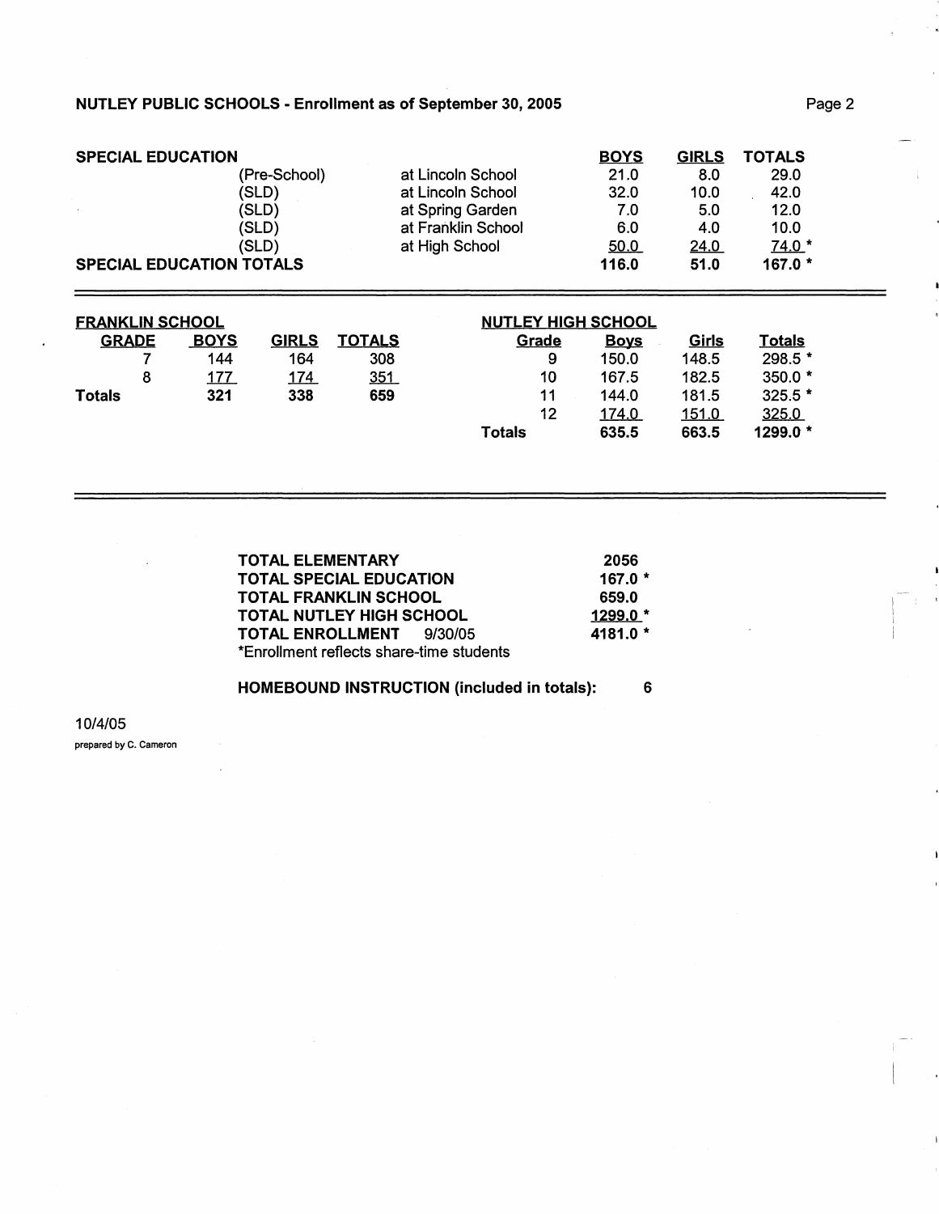## NUTLEY PUBLIC SCHOOLS - Enrollment as of September 30, 2005

| SPECIAL EDUCATION | | BOYS | GIRLS | TOTALS |
|---|---|---|---|---|
| (Pre-School) | at Lincoln School | 21.0 | 8.0 | 29.0 |
| (SLD) | at Lincoln School | 32.0 | 10.0 | 42.0 |
| (SLD) | at Spring Garden | 7.0 | 5.0 | 12.0 |
| (SLD) | at Franklin School | 6.0 | 4.0 | 10.0 |
| (SLD) | at High School | 50.0 | 24.0 | 74.0 * |
| **SPECIAL EDUCATION TOTALS** | | **116.0** | **51.0** | **167.0 *** |

**FRANKLIN SCHOOL**

| GRADE | BOYS | GIRLS | TOTALS |
|---|---|---|---|
| 7 | 144 | 164 | 308 |
| 8 | 177 | 174 | 351 |
| **Totals** | **321** | **338** | **659** |

**NUTLEY HIGH SCHOOL**

| Grade | Boys | Girls | Totals |
|---|---|---|---|
| 9 | 150.0 | 148.5 | 298.5 * |
| 10 | 167.5 | 182.5 | 350.0 * |
| 11 | 144.0 | 181.5 | 325.5 * |
| 12 | 174.0 | 151.0 | 325.0 |
| **Totals** | **635.5** | **663.5** | **1299.0 *** |

| | |
|---|---|
| **TOTAL ELEMENTARY** | **2056** |
| **TOTAL SPECIAL EDUCATION** | **167.0 *** |
| **TOTAL FRANKLIN SCHOOL** | **659.0** |
| **TOTAL NUTLEY HIGH SCHOOL** | **1299.0 *** |
| **TOTAL ENROLLMENT** 9/30/05 | **4181.0 *** |

*Enrollment reflects share-time students

**HOMEBOUND INSTRUCTION (included in totals): 6**

10/4/05

prepared by C. Cameron